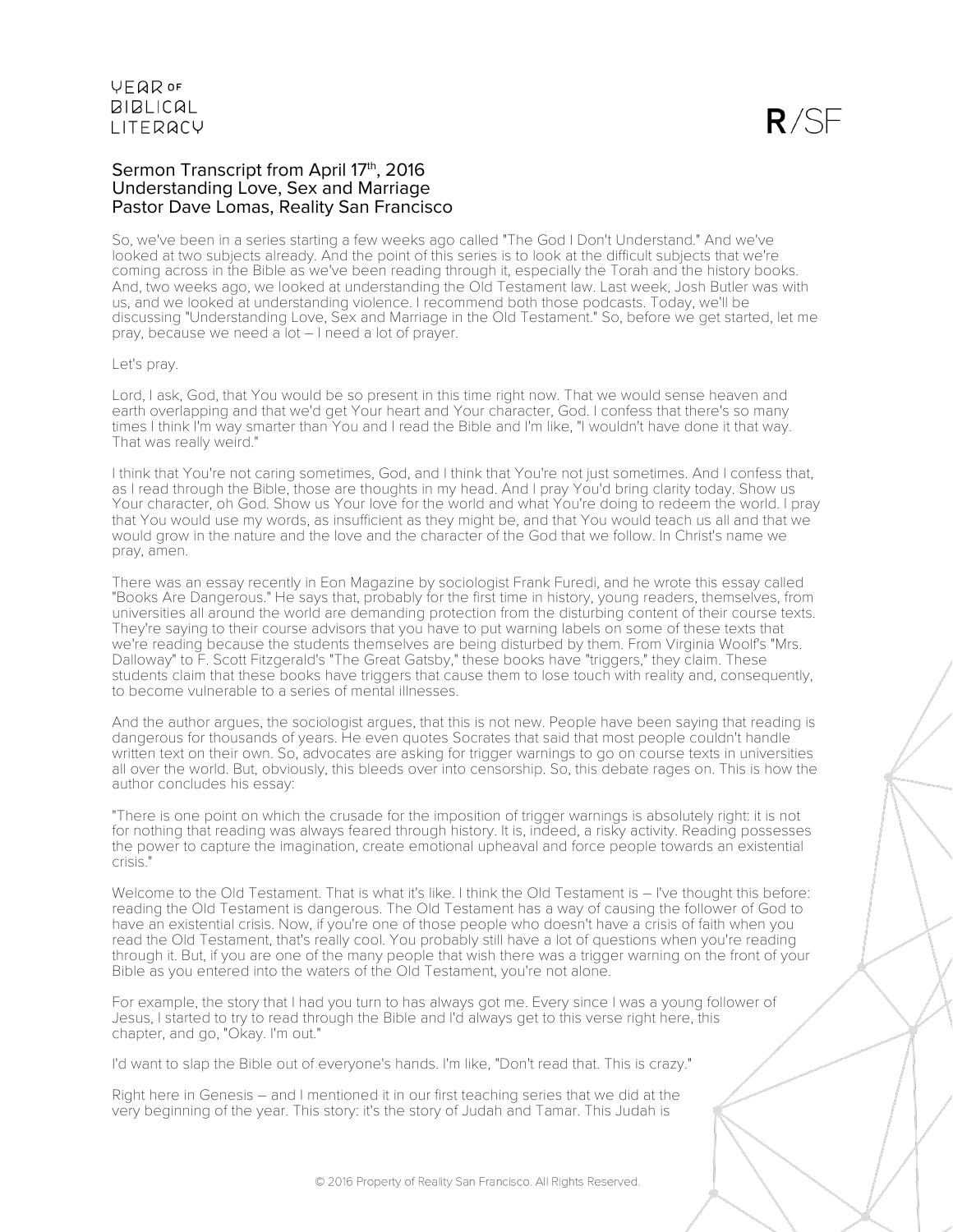# Sermon Transcript from April 17th, 2016
## Understanding Love, Sex and Marriage
## Pastor Dave Lomas, Reality San Francisco

So, we've been in a series starting a few weeks ago called "The God I Don't Understand." And we've looked at two subjects already. And the point of this series is to look at the difficult subjects that we're coming across in the Bible as we've been reading through it, especially the Torah and the history books. And, two weeks ago, we looked at understanding the Old Testament law. Last week, Josh Butler was with us, and we looked at understanding violence. I recommend both those podcasts. Today, we'll be discussing "Understanding Love, Sex and Marriage in the Old Testament." So, before we get started, let me pray, because we need a lot – I need a lot of prayer.

Let's pray.

Lord, I ask, God, that You would be so present in this time right now. That we would sense heaven and earth overlapping and that we'd get Your heart and Your character, God. I confess that there's so many times I think I'm way smarter than You and I read the Bible and I'm like, "I wouldn't have done it that way. That was really weird."

I think that You're not caring sometimes, God, and I think that You're not just sometimes. And I confess that, as I read through the Bible, those are thoughts in my head. And I pray You'd bring clarity today. Show us Your character, oh God. Show us Your love for the world and what You're doing to redeem the world. I pray that You would use my words, as insufficient as they might be, and that You would teach us all and that we would grow in the nature and the love and the character of the God that we follow. In Christ's name we pray, amen.

There was an essay recently in Eon Magazine by sociologist Frank Furedi, and he wrote this essay called "Books Are Dangerous." He says that, probably for the first time in history, young readers, themselves, from universities all around the world are demanding protection from the disturbing content of their course texts. They're saying to their course advisors that you have to put warning labels on some of these texts that we're reading because the students themselves are being disturbed by them. From Virginia Woolf's "Mrs. Dalloway" to F. Scott Fitzgerald's "The Great Gatsby," these books have "triggers," they claim. These students claim that these books have triggers that cause them to lose touch with reality and, consequently, to become vulnerable to a series of mental illnesses.

And the author argues, the sociologist argues, that this is not new. People have been saying that reading is dangerous for thousands of years. He even quotes Socrates that said that most people couldn't handle written text on their own. So, advocates are asking for trigger warnings to go on course texts in universities all over the world. But, obviously, this bleeds over into censorship. So, this debate rages on. This is how the author concludes his essay:

"There is one point on which the crusade for the imposition of trigger warnings is absolutely right: it is not for nothing that reading was always feared through history. It is, indeed, a risky activity. Reading possesses the power to capture the imagination, create emotional upheaval and force people towards an existential crisis."

Welcome to the Old Testament. That is what it's like. I think the Old Testament is – I've thought this before: reading the Old Testament is dangerous. The Old Testament has a way of causing the follower of God to have an existential crisis. Now, if you're one of those people who doesn't have a crisis of faith when you read the Old Testament, that's really cool. You probably still have a lot of questions when you're reading through it. But, if you are one of the many people that wish there was a trigger warning on the front of your Bible as you entered into the waters of the Old Testament, you're not alone.

For example, the story that I had you turn to has always got me. Every since I was a young follower of Jesus, I started to try to read through the Bible and I'd always get to this verse right here, this chapter, and go, "Okay. I'm out."

I'd want to slap the Bible out of everyone's hands. I'm like, "Don't read that. This is crazy."

Right here in Genesis – and I mentioned it in our first teaching series that we did at the very beginning of the year. This story: it's the story of Judah and Tamar. This Judah is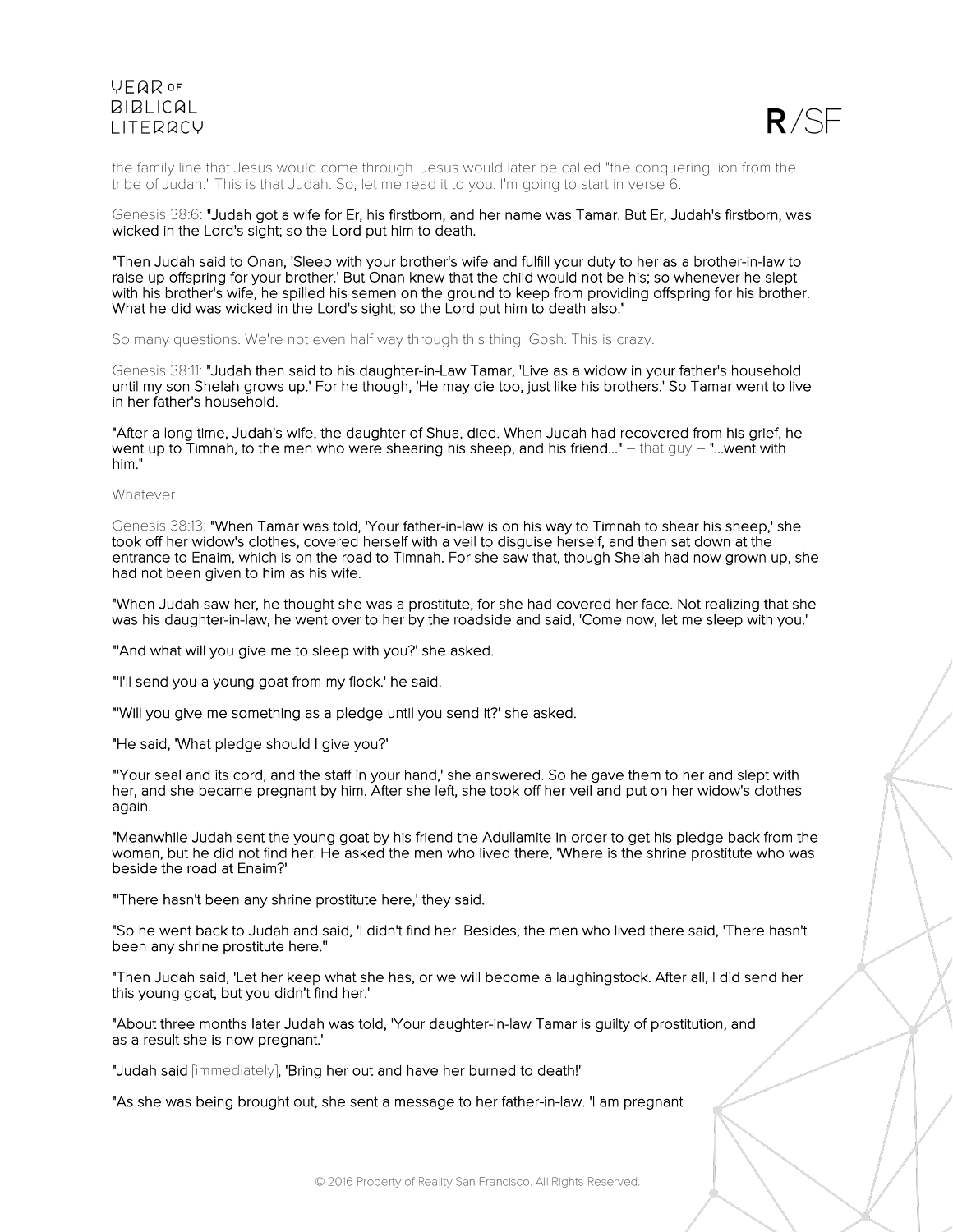the family line that Jesus would come through. Jesus would later be called "the conquering lion from the tribe of Judah." This is that Judah. So, let me read it to you. I'm going to start in verse 6.

Genesis 38:6: **"Judah got a wife for Er, his firstborn, and her name was Tamar. But Er, Judah's firstborn, was wicked in the Lord's sight; so the Lord put him to death.**

**"Then Judah said to Onan, 'Sleep with your brother's wife and fulfill your duty to her as a brother-in-law to raise up offspring for your brother.' But Onan knew that the child would not be his; so whenever he slept with his brother's wife, he spilled his semen on the ground to keep from providing offspring for his brother. What he did was wicked in the Lord's sight; so the Lord put him to death also."**

So many questions. We're not even half way through this thing. Gosh. This is crazy.

Genesis 38:11: **"Judah then said to his daughter-in-Law Tamar, 'Live as a widow in your father's household until my son Shelah grows up.' For he though, 'He may die too, just like his brothers.' So Tamar went to live in her father's household.**

**"After a long time, Judah's wife, the daughter of Shua, died. When Judah had recovered from his grief, he went up to Timnah, to the men who were shearing his sheep, and his friend..."** – that guy – **"...went with him."**

Whatever.

Genesis 38:13: **"When Tamar was told, 'Your father-in-law is on his way to Timnah to shear his sheep,' she took off her widow's clothes, covered herself with a veil to disguise herself, and then sat down at the entrance to Enaim, which is on the road to Timnah. For she saw that, though Shelah had now grown up, she had not been given to him as his wife.**

**"When Judah saw her, he thought she was a prostitute, for she had covered her face. Not realizing that she was his daughter-in-law, he went over to her by the roadside and said, 'Come now, let me sleep with you.'**

**"'And what will you give me to sleep with you?' she asked.**

**"'I'll send you a young goat from my flock.' he said.**

**"'Will you give me something as a pledge until you send it?' she asked.**

**"He said, 'What pledge should I give you?'**

**"'Your seal and its cord, and the staff in your hand,' she answered. So he gave them to her and slept with her, and she became pregnant by him. After she left, she took off her veil and put on her widow's clothes again.**

**"Meanwhile Judah sent the young goat by his friend the Adullamite in order to get his pledge back from the woman, but he did not find her. He asked the men who lived there, 'Where is the shrine prostitute who was beside the road at Enaim?'**

**"'There hasn't been any shrine prostitute here,' they said.**

**"So he went back to Judah and said, 'I didn't find her. Besides, the men who lived there said, 'There hasn't been any shrine prostitute here.''**

**"Then Judah said, 'Let her keep what she has, or we will become a laughingstock. After all, I did send her this young goat, but you didn't find her.'**

**"About three months later Judah was told, 'Your daughter-in-law Tamar is guilty of prostitution, and as a result she is now pregnant.'**

**"Judah said** [immediately]**, 'Bring her out and have her burned to death!'**

**"As she was being brought out, she sent a message to her father-in-law. 'I am pregnant**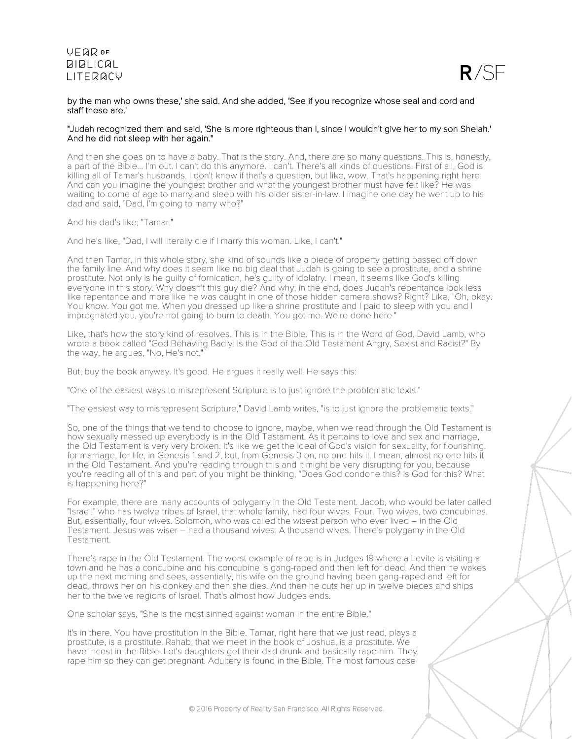by the man who owns these,' she said. And she added, 'See if you recognize whose seal and cord and staff these are.'

"Judah recognized them and said, 'She is more righteous than I, since I wouldn't give her to my son Shelah.' And he did not sleep with her again."

And then she goes on to have a baby. That is the story. And, there are so many questions. This is, honestly, a part of the Bible... I'm out. I can't do this anymore. I can't. There's all kinds of questions. First of all, God is killing all of Tamar's husbands. I don't know if that's a question, but like, wow. That's happening right here. And can you imagine the youngest brother and what the youngest brother must have felt like? He was waiting to come of age to marry and sleep with his older sister-in-law. I imagine one day he went up to his dad and said, "Dad, I'm going to marry who?"

And his dad's like, "Tamar."

And he's like, "Dad, I will literally die if I marry this woman. Like, I can't."

And then Tamar, in this whole story, she kind of sounds like a piece of property getting passed off down the family line. And why does it seem like no big deal that Judah is going to see a prostitute, and a shrine prostitute. Not only is he guilty of fornication, he's guilty of idolatry. I mean, it seems like God's killing everyone in this story. Why doesn't this guy die? And why, in the end, does Judah's repentance look less like repentance and more like he was caught in one of those hidden camera shows? Right? Like, "Oh, okay. You know. You got me. When you dressed up like a shrine prostitute and I paid to sleep with you and I impregnated you, you're not going to burn to death. You got me. We're done here."

Like, that's how the story kind of resolves. This is in the Bible. This is in the Word of God. David Lamb, who wrote a book called "God Behaving Badly: Is the God of the Old Testament Angry, Sexist and Racist?" By the way, he argues, "No, He's not."

But, buy the book anyway. It's good. He argues it really well. He says this:

"One of the easiest ways to misrepresent Scripture is to just ignore the problematic texts."

"The easiest way to misrepresent Scripture," David Lamb writes, "is to just ignore the problematic texts."

So, one of the things that we tend to choose to ignore, maybe, when we read through the Old Testament is how sexually messed up everybody is in the Old Testament. As it pertains to love and sex and marriage, the Old Testament is very very broken. It's like we get the ideal of God's vision for sexuality, for flourishing, for marriage, for life, in Genesis 1 and 2, but, from Genesis 3 on, no one hits it. I mean, almost no one hits it in the Old Testament. And you're reading through this and it might be very disrupting for you, because you're reading all of this and part of you might be thinking, "Does God condone this? Is God for this? What is happening here?"

For example, there are many accounts of polygamy in the Old Testament. Jacob, who would be later called "Israel," who has twelve tribes of Israel, that whole family, had four wives. Four. Two wives, two concubines. But, essentially, four wives. Solomon, who was called the wisest person who ever lived – in the Old Testament. Jesus was wiser – had a thousand wives. A thousand wives. There's polygamy in the Old Testament.

There's rape in the Old Testament. The worst example of rape is in Judges 19 where a Levite is visiting a town and he has a concubine and his concubine is gang-raped and then left for dead. And then he wakes up the next morning and sees, essentially, his wife on the ground having been gang-raped and left for dead, throws her on his donkey and then she dies. And then he cuts her up in twelve pieces and ships her to the twelve regions of Israel. That's almost how Judges ends.

One scholar says, "She is the most sinned against woman in the entire Bible."

It's in there. You have prostitution in the Bible. Tamar, right here that we just read, plays a prostitute, is a prostitute. Rahab, that we meet in the book of Joshua, is a prostitute. We have incest in the Bible. Lot's daughters get their dad drunk and basically rape him. They rape him so they can get pregnant. Adultery is found in the Bible. The most famous case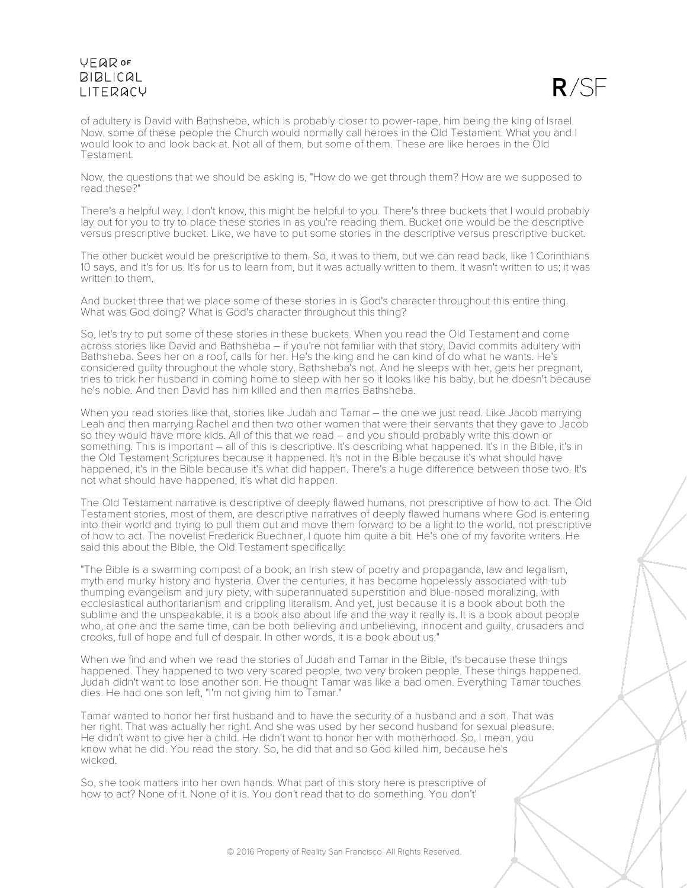of adultery is David with Bathsheba, which is probably closer to power-rape, him being the king of Israel. Now, some of these people the Church would normally call heroes in the Old Testament. What you and I would look to and look back at. Not all of them, but some of them. These are like heroes in the Old Testament.

Now, the questions that we should be asking is, "How do we get through them? How are we supposed to read these?"

There's a helpful way. I don't know, this might be helpful to you. There's three buckets that I would probably lay out for you to try to place these stories in as you're reading them. Bucket one would be the descriptive versus prescriptive bucket. Like, we have to put some stories in the descriptive versus prescriptive bucket.

The other bucket would be prescriptive to them. So, it was to them, but we can read back, like 1 Corinthians 10 says, and it's for us. It's for us to learn from, but it was actually written to them. It wasn't written to us; it was written to them.

And bucket three that we place some of these stories in is God's character throughout this entire thing. What was God doing? What is God's character throughout this thing?

So, let's try to put some of these stories in these buckets. When you read the Old Testament and come across stories like David and Bathsheba – if you're not familiar with that story, David commits adultery with Bathsheba. Sees her on a roof, calls for her. He's the king and he can kind of do what he wants. He's considered guilty throughout the whole story. Bathsheba's not. And he sleeps with her, gets her pregnant, tries to trick her husband in coming home to sleep with her so it looks like his baby, but he doesn't because he's noble. And then David has him killed and then marries Bathsheba.

When you read stories like that, stories like Judah and Tamar – the one we just read. Like Jacob marrying Leah and then marrying Rachel and then two other women that were their servants that they gave to Jacob so they would have more kids. All of this that we read – and you should probably write this down or something. This is important – all of this is descriptive. It's describing what happened. It's in the Bible, it's in the Old Testament Scriptures because it happened. It's not in the Bible because it's what should have happened, it's in the Bible because it's what did happen. There's a huge difference between those two. It's not what should have happened, it's what did happen.

The Old Testament narrative is descriptive of deeply flawed humans, not prescriptive of how to act. The Old Testament stories, most of them, are descriptive narratives of deeply flawed humans where God is entering into their world and trying to pull them out and move them forward to be a light to the world, not prescriptive of how to act. The novelist Frederick Buechner, I quote him quite a bit. He's one of my favorite writers. He said this about the Bible, the Old Testament specifically:

"The Bible is a swarming compost of a book; an Irish stew of poetry and propaganda, law and legalism, myth and murky history and hysteria. Over the centuries, it has become hopelessly associated with tub thumping evangelism and jury piety, with superannuated superstition and blue-nosed moralizing, with ecclesiastical authoritarianism and crippling literalism. And yet, just because it is a book about both the sublime and the unspeakable, it is a book also about life and the way it really is. It is a book about people who, at one and the same time, can be both believing and unbelieving, innocent and guilty, crusaders and crooks, full of hope and full of despair. In other words, it is a book about us."

When we find and when we read the stories of Judah and Tamar in the Bible, it's because these things happened. They happened to two very scared people, two very broken people. These things happened. Judah didn't want to lose another son. He thought Tamar was like a bad omen. Everything Tamar touches dies. He had one son left, "I'm not giving him to Tamar."

Tamar wanted to honor her first husband and to have the security of a husband and a son. That was her right. That was actually her right. And she was used by her second husband for sexual pleasure. He didn't want to give her a child. He didn't want to honor her with motherhood. So, I mean, you know what he did. You read the story. So, he did that and so God killed him, because he's wicked.

So, she took matters into her own hands. What part of this story here is prescriptive of how to act? None of it. None of it is. You don't read that to do something. You don't't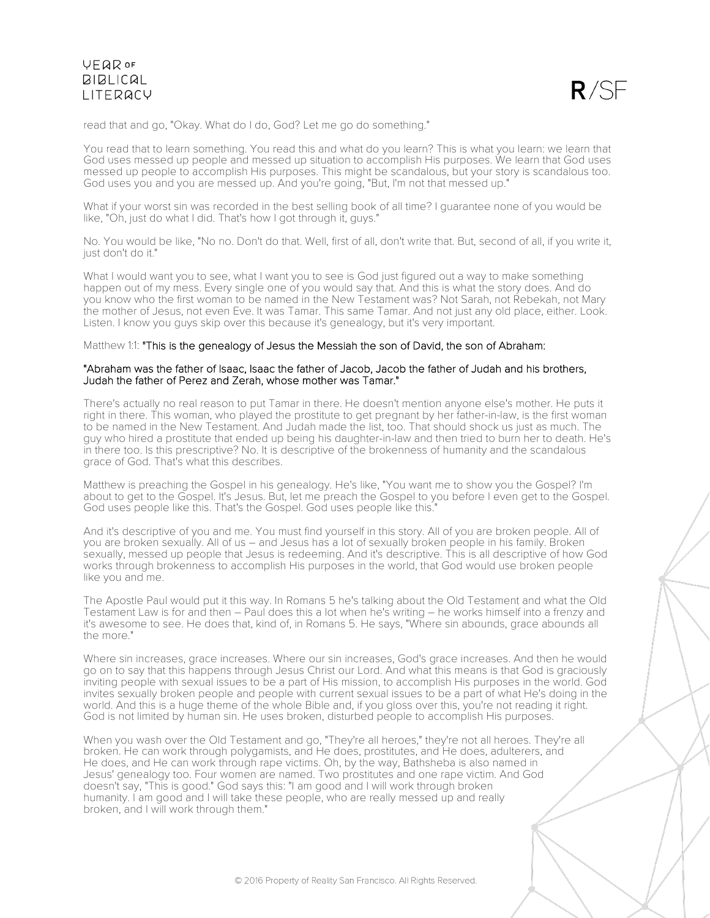read that and go, "Okay. What do I do, God? Let me go do something."

You read that to learn something. You read this and what do you learn? This is what you learn: we learn that God uses messed up people and messed up situation to accomplish His purposes. We learn that God uses messed up people to accomplish His purposes. This might be scandalous, but your story is scandalous too. God uses you and you are messed up. And you're going, "But, I'm not that messed up."

What if your worst sin was recorded in the best selling book of all time? I guarantee none of you would be like, "Oh, just do what I did. That's how I got through it, guys."

No. You would be like, "No no. Don't do that. Well, first of all, don't write that. But, second of all, if you write it, just don't do it."

What I would want you to see, what I want you to see is God just figured out a way to make something happen out of my mess. Every single one of you would say that. And this is what the story does. And do you know who the first woman to be named in the New Testament was? Not Sarah, not Rebekah, not Mary the mother of Jesus, not even Eve. It was Tamar. This same Tamar. And not just any old place, either. Look. Listen. I know you guys skip over this because it's genealogy, but it's very important.

Matthew 1:1: **"This is the genealogy of Jesus the Messiah the son of David, the son of Abraham:**

**"Abraham was the father of Isaac, Isaac the father of Jacob, Jacob the father of Judah and his brothers, Judah the father of Perez and Zerah, whose mother was Tamar."**

There's actually no real reason to put Tamar in there. He doesn't mention anyone else's mother. He puts it right in there. This woman, who played the prostitute to get pregnant by her father-in-law, is the first woman to be named in the New Testament. And Judah made the list, too. That should shock us just as much. The guy who hired a prostitute that ended up being his daughter-in-law and then tried to burn her to death. He's in there too. Is this prescriptive? No. It is descriptive of the brokenness of humanity and the scandalous grace of God. That's what this describes.

Matthew is preaching the Gospel in his genealogy. He's like, "You want me to show you the Gospel? I'm about to get to the Gospel. It's Jesus. But, let me preach the Gospel to you before I even get to the Gospel. God uses people like this. That's the Gospel. God uses people like this."

And it's descriptive of you and me. You must find yourself in this story. All of you are broken people. All of you are broken sexually. All of us – and Jesus has a lot of sexually broken people in his family. Broken sexually, messed up people that Jesus is redeeming. And it's descriptive. This is all descriptive of how God works through brokenness to accomplish His purposes in the world, that God would use broken people like you and me.

The Apostle Paul would put it this way. In Romans 5 he's talking about the Old Testament and what the Old Testament Law is for and then – Paul does this a lot when he's writing – he works himself into a frenzy and it's awesome to see. He does that, kind of, in Romans 5. He says, "Where sin abounds, grace abounds all the more."

Where sin increases, grace increases. Where our sin increases, God's grace increases. And then he would go on to say that this happens through Jesus Christ our Lord. And what this means is that God is graciously inviting people with sexual issues to be a part of His mission, to accomplish His purposes in the world. God invites sexually broken people and people with current sexual issues to be a part of what He's doing in the world. And this is a huge theme of the whole Bible and, if you gloss over this, you're not reading it right. God is not limited by human sin. He uses broken, disturbed people to accomplish His purposes.

When you wash over the Old Testament and go, "They're all heroes," they're not all heroes. They're all broken. He can work through polygamists, and He does, prostitutes, and He does, adulterers, and He does, and He can work through rape victims. Oh, by the way, Bathsheba is also named in Jesus' genealogy too. Four women are named. Two prostitutes and one rape victim. And God doesn't say, "This is good." God says this: "I am good and I will work through broken humanity. I am good and I will take these people, who are really messed up and really broken, and I will work through them."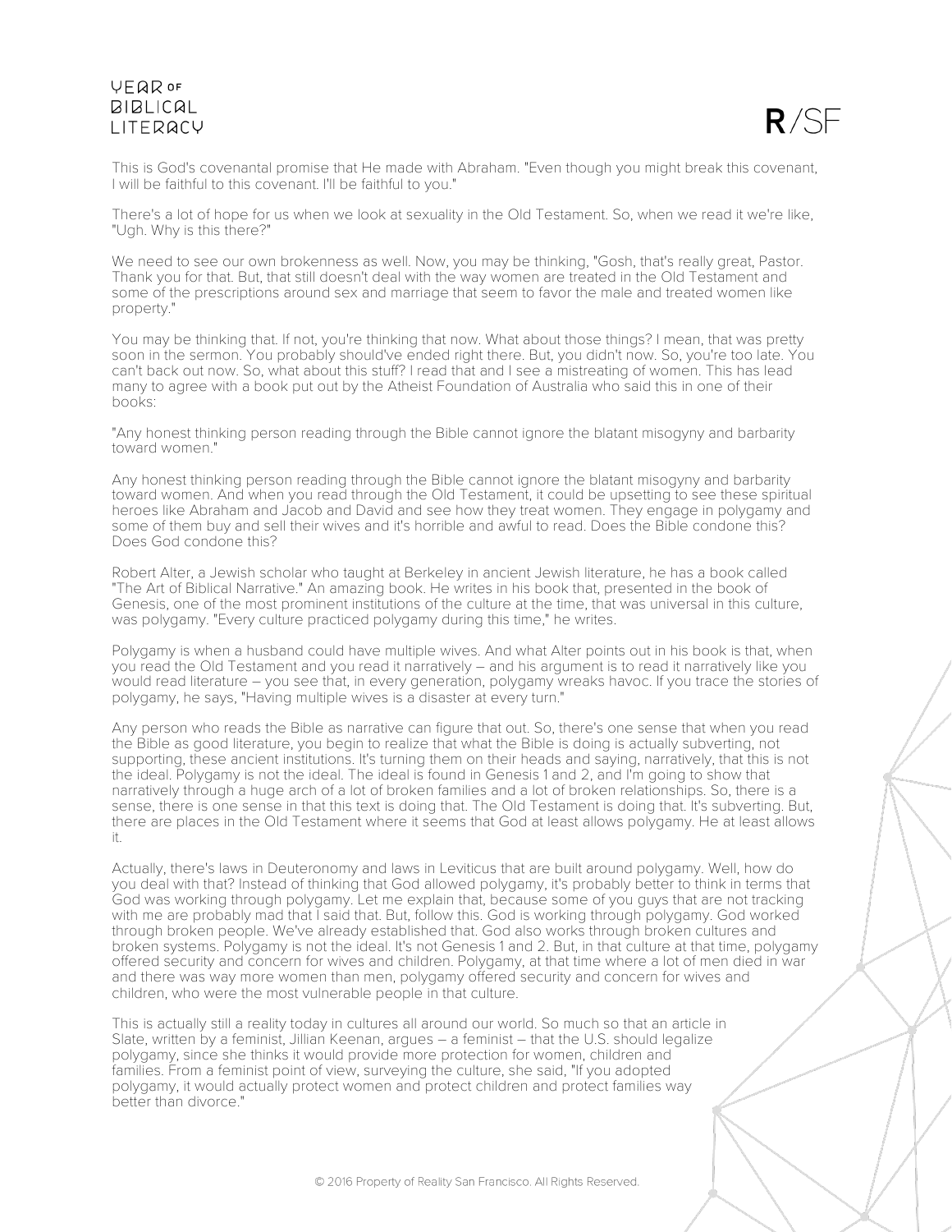This is God's covenantal promise that He made with Abraham. "Even though you might break this covenant, I will be faithful to this covenant. I'll be faithful to you."

There's a lot of hope for us when we look at sexuality in the Old Testament. So, when we read it we're like, "Ugh. Why is this there?"

We need to see our own brokenness as well. Now, you may be thinking, "Gosh, that's really great, Pastor. Thank you for that. But, that still doesn't deal with the way women are treated in the Old Testament and some of the prescriptions around sex and marriage that seem to favor the male and treated women like property."

You may be thinking that. If not, you're thinking that now. What about those things? I mean, that was pretty soon in the sermon. You probably should've ended right there. But, you didn't now. So, you're too late. You can't back out now. So, what about this stuff? I read that and I see a mistreating of women. This has lead many to agree with a book put out by the Atheist Foundation of Australia who said this in one of their books:

"Any honest thinking person reading through the Bible cannot ignore the blatant misogyny and barbarity toward women."

Any honest thinking person reading through the Bible cannot ignore the blatant misogyny and barbarity toward women. And when you read through the Old Testament, it could be upsetting to see these spiritual heroes like Abraham and Jacob and David and see how they treat women. They engage in polygamy and some of them buy and sell their wives and it's horrible and awful to read. Does the Bible condone this? Does God condone this?

Robert Alter, a Jewish scholar who taught at Berkeley in ancient Jewish literature, he has a book called "The Art of Biblical Narrative." An amazing book. He writes in his book that, presented in the book of Genesis, one of the most prominent institutions of the culture at the time, that was universal in this culture, was polygamy. "Every culture practiced polygamy during this time," he writes.

Polygamy is when a husband could have multiple wives. And what Alter points out in his book is that, when you read the Old Testament and you read it narratively – and his argument is to read it narratively like you would read literature – you see that, in every generation, polygamy wreaks havoc. If you trace the stories of polygamy, he says, "Having multiple wives is a disaster at every turn."

Any person who reads the Bible as narrative can figure that out. So, there's one sense that when you read the Bible as good literature, you begin to realize that what the Bible is doing is actually subverting, not supporting, these ancient institutions. It's turning them on their heads and saying, narratively, that this is not the ideal. Polygamy is not the ideal. The ideal is found in Genesis 1 and 2, and I'm going to show that narratively through a huge arch of a lot of broken families and a lot of broken relationships. So, there is a sense, there is one sense in that this text is doing that. The Old Testament is doing that. It's subverting. But, there are places in the Old Testament where it seems that God at least allows polygamy. He at least allows it.

Actually, there's laws in Deuteronomy and laws in Leviticus that are built around polygamy. Well, how do you deal with that? Instead of thinking that God allowed polygamy, it's probably better to think in terms that God was working through polygamy. Let me explain that, because some of you guys that are not tracking with me are probably mad that I said that. But, follow this. God is working through polygamy. God worked through broken people. We've already established that. God also works through broken cultures and broken systems. Polygamy is not the ideal. It's not Genesis 1 and 2. But, in that culture at that time, polygamy offered security and concern for wives and children. Polygamy, at that time where a lot of men died in war and there was way more women than men, polygamy offered security and concern for wives and children, who were the most vulnerable people in that culture.

This is actually still a reality today in cultures all around our world. So much so that an article in Slate, written by a feminist, Jillian Keenan, argues – a feminist – that the U.S. should legalize polygamy, since she thinks it would provide more protection for women, children and families. From a feminist point of view, surveying the culture, she said, "If you adopted polygamy, it would actually protect women and protect children and protect families way better than divorce."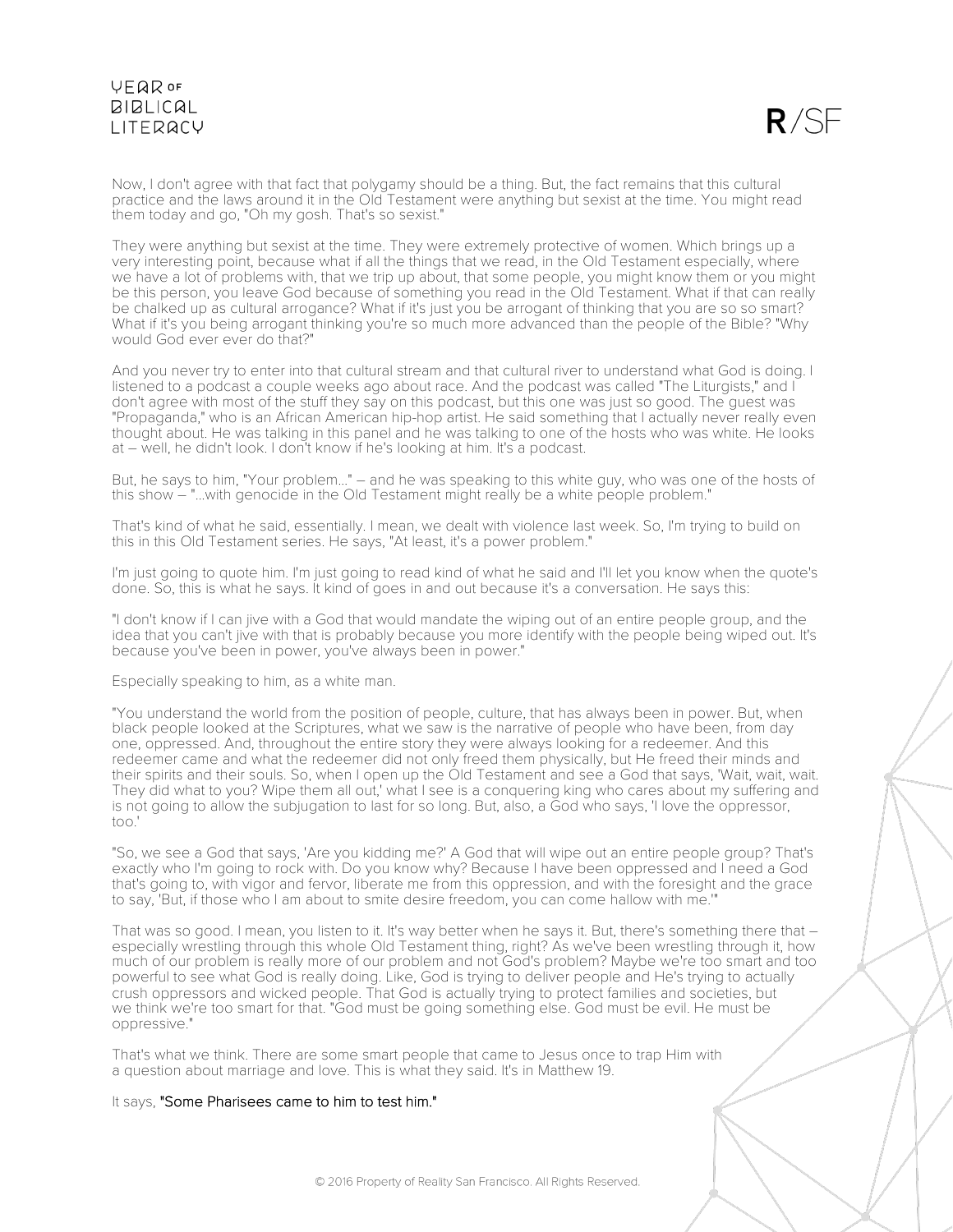Now, I don't agree with that fact that polygamy should be a thing. But, the fact remains that this cultural practice and the laws around it in the Old Testament were anything but sexist at the time. You might read them today and go, "Oh my gosh. That's so sexist."

They were anything but sexist at the time. They were extremely protective of women. Which brings up a very interesting point, because what if all the things that we read, in the Old Testament especially, where we have a lot of problems with, that we trip up about, that some people, you might know them or you might be this person, you leave God because of something you read in the Old Testament. What if that can really be chalked up as cultural arrogance? What if it's just you be arrogant of thinking that you are so so smart? What if it's you being arrogant thinking you're so much more advanced than the people of the Bible? "Why would God ever ever do that?"

And you never try to enter into that cultural stream and that cultural river to understand what God is doing. I listened to a podcast a couple weeks ago about race. And the podcast was called "The Liturgists," and I don't agree with most of the stuff they say on this podcast, but this one was just so good. The guest was "Propaganda," who is an African American hip-hop artist. He said something that I actually never really even thought about. He was talking in this panel and he was talking to one of the hosts who was white. He looks at – well, he didn't look. I don't know if he's looking at him. It's a podcast.

But, he says to him, "Your problem..." – and he was speaking to this white guy, who was one of the hosts of this show – "...with genocide in the Old Testament might really be a white people problem."

That's kind of what he said, essentially. I mean, we dealt with violence last week. So, I'm trying to build on this in this Old Testament series. He says, "At least, it's a power problem."

I'm just going to quote him. I'm just going to read kind of what he said and I'll let you know when the quote's done. So, this is what he says. It kind of goes in and out because it's a conversation. He says this:

"I don't know if I can jive with a God that would mandate the wiping out of an entire people group, and the idea that you can't jive with that is probably because you more identify with the people being wiped out. It's because you've been in power, you've always been in power."

Especially speaking to him, as a white man.

"You understand the world from the position of people, culture, that has always been in power. But, when black people looked at the Scriptures, what we saw is the narrative of people who have been, from day one, oppressed. And, throughout the entire story they were always looking for a redeemer. And this redeemer came and what the redeemer did not only freed them physically, but He freed their minds and their spirits and their souls. So, when I open up the Old Testament and see a God that says, 'Wait, wait, wait. They did what to you? Wipe them all out,' what I see is a conquering king who cares about my suffering and is not going to allow the subjugation to last for so long. But, also, a God who says, 'I love the oppressor, too.'

"So, we see a God that says, 'Are you kidding me?' A God that will wipe out an entire people group? That's exactly who I'm going to rock with. Do you know why? Because I have been oppressed and I need a God that's going to, with vigor and fervor, liberate me from this oppression, and with the foresight and the grace to say, 'But, if those who I am about to smite desire freedom, you can come hallow with me.'"

That was so good. I mean, you listen to it. It's way better when he says it. But, there's something there that – especially wrestling through this whole Old Testament thing, right? As we've been wrestling through it, how much of our problem is really more of our problem and not God's problem? Maybe we're too smart and too powerful to see what God is really doing. Like, God is trying to deliver people and He's trying to actually crush oppressors and wicked people. That God is actually trying to protect families and societies, but we think we're too smart for that. "God must be going something else. God must be evil. He must be oppressive."

That's what we think. There are some smart people that came to Jesus once to trap Him with a question about marriage and love. This is what they said. It's in Matthew 19.

It says, "Some Pharisees came to him to test him."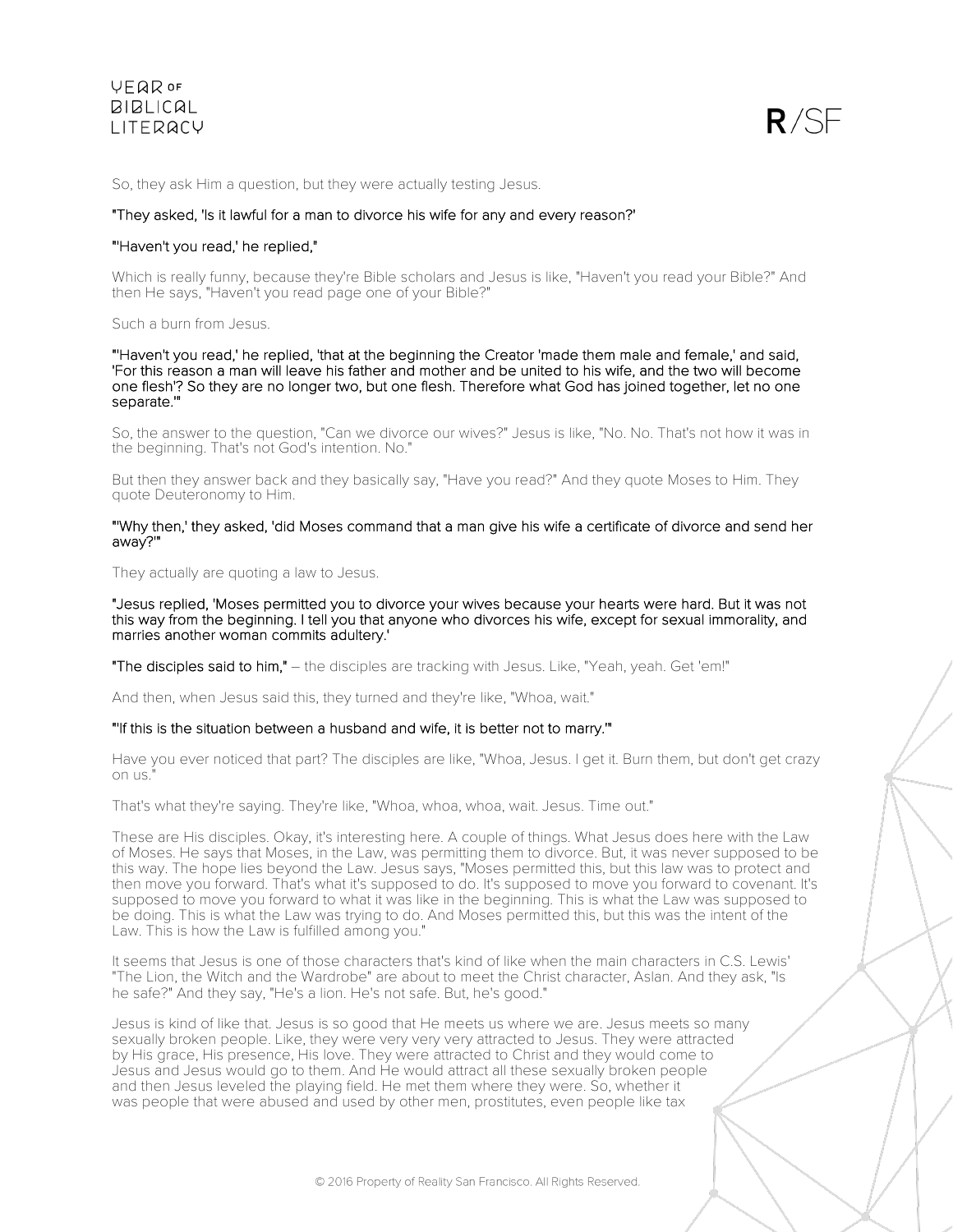So, they ask Him a question, but they were actually testing Jesus.

**"They asked, 'Is it lawful for a man to divorce his wife for any and every reason?'**

**"'Haven't you read,' he replied,"**

Which is really funny, because they're Bible scholars and Jesus is like, "Haven't you read your Bible?" And then He says, "Haven't you read page one of your Bible?"

Such a burn from Jesus.

**"'Haven't you read,' he replied, 'that at the beginning the Creator 'made them male and female,' and said, 'For this reason a man will leave his father and mother and be united to his wife, and the two will become one flesh'? So they are no longer two, but one flesh. Therefore what God has joined together, let no one separate.'"**

So, the answer to the question, "Can we divorce our wives?" Jesus is like, "No. No. That's not how it was in the beginning. That's not God's intention. No."

But then they answer back and they basically say, "Have you read?" And they quote Moses to Him. They quote Deuteronomy to Him.

**"'Why then,' they asked, 'did Moses command that a man give his wife a certificate of divorce and send her away?'"**

They actually are quoting a law to Jesus.

**"Jesus replied, 'Moses permitted you to divorce your wives because your hearts were hard. But it was not this way from the beginning. I tell you that anyone who divorces his wife, except for sexual immorality, and marries another woman commits adultery.'**

**"The disciples said to him,"** – the disciples are tracking with Jesus. Like, "Yeah, yeah. Get 'em!"

And then, when Jesus said this, they turned and they're like, "Whoa, wait."

**"'If this is the situation between a husband and wife, it is better not to marry.'"**

Have you ever noticed that part? The disciples are like, "Whoa, Jesus. I get it. Burn them, but don't get crazy on us."

That's what they're saying. They're like, "Whoa, whoa, whoa, wait. Jesus. Time out."

These are His disciples. Okay, it's interesting here. A couple of things. What Jesus does here with the Law of Moses. He says that Moses, in the Law, was permitting them to divorce. But, it was never supposed to be this way. The hope lies beyond the Law. Jesus says, "Moses permitted this, but this law was to protect and then move you forward. That's what it's supposed to do. It's supposed to move you forward to covenant. It's supposed to move you forward to what it was like in the beginning. This is what the Law was supposed to be doing. This is what the Law was trying to do. And Moses permitted this, but this was the intent of the Law. This is how the Law is fulfilled among you."

It seems that Jesus is one of those characters that's kind of like when the main characters in C.S. Lewis' "The Lion, the Witch and the Wardrobe" are about to meet the Christ character, Aslan. And they ask, "Is he safe?" And they say, "He's a lion. He's not safe. But, he's good."

Jesus is kind of like that. Jesus is so good that He meets us where we are. Jesus meets so many sexually broken people. Like, they were very very very attracted to Jesus. They were attracted by His grace, His presence, His love. They were attracted to Christ and they would come to Jesus and Jesus would go to them. And He would attract all these sexually broken people and then Jesus leveled the playing field. He met them where they were. So, whether it was people that were abused and used by other men, prostitutes, even people like tax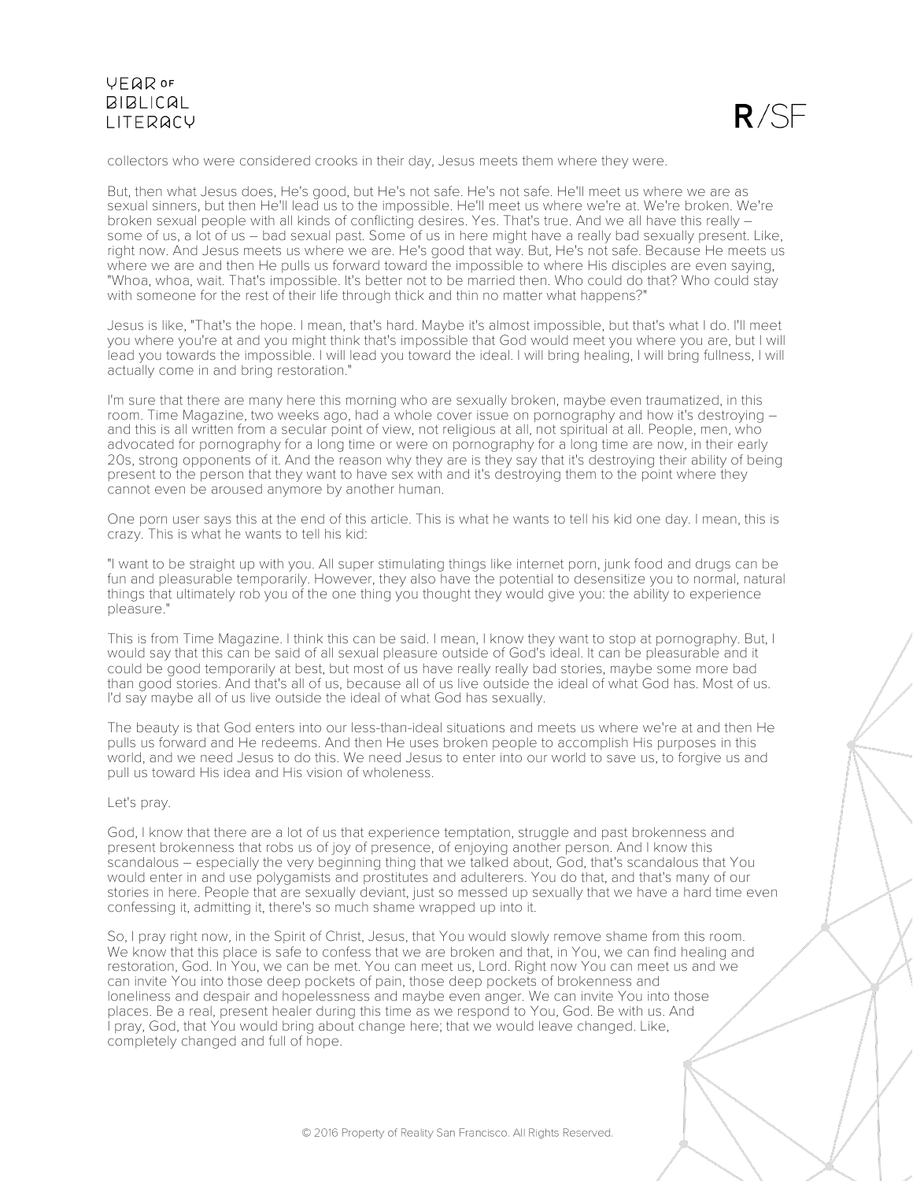collectors who were considered crooks in their day, Jesus meets them where they were.

But, then what Jesus does, He's good, but He's not safe. He's not safe. He'll meet us where we are as sexual sinners, but then He'll lead us to the impossible. He'll meet us where we're at. We're broken. We're broken sexual people with all kinds of conflicting desires. Yes. That's true. And we all have this really – some of us, a lot of us – bad sexual past. Some of us in here might have a really bad sexually present. Like, right now. And Jesus meets us where we are. He's good that way. But, He's not safe. Because He meets us where we are and then He pulls us forward toward the impossible to where His disciples are even saying, "Whoa, whoa, wait. That's impossible. It's better not to be married then. Who could do that? Who could stay with someone for the rest of their life through thick and thin no matter what happens?"

Jesus is like, "That's the hope. I mean, that's hard. Maybe it's almost impossible, but that's what I do. I'll meet you where you're at and you might think that's impossible that God would meet you where you are, but I will lead you towards the impossible. I will lead you toward the ideal. I will bring healing, I will bring fullness, I will actually come in and bring restoration."

I'm sure that there are many here this morning who are sexually broken, maybe even traumatized, in this room. Time Magazine, two weeks ago, had a whole cover issue on pornography and how it's destroying – and this is all written from a secular point of view, not religious at all, not spiritual at all. People, men, who advocated for pornography for a long time or were on pornography for a long time are now, in their early 20s, strong opponents of it. And the reason why they are is they say that it's destroying their ability of being present to the person that they want to have sex with and it's destroying them to the point where they cannot even be aroused anymore by another human.

One porn user says this at the end of this article. This is what he wants to tell his kid one day. I mean, this is crazy. This is what he wants to tell his kid:

"I want to be straight up with you. All super stimulating things like internet porn, junk food and drugs can be fun and pleasurable temporarily. However, they also have the potential to desensitize you to normal, natural things that ultimately rob you of the one thing you thought they would give you: the ability to experience pleasure."

This is from Time Magazine. I think this can be said. I mean, I know they want to stop at pornography. But, I would say that this can be said of all sexual pleasure outside of God's ideal. It can be pleasurable and it could be good temporarily at best, but most of us have really really bad stories, maybe some more bad than good stories. And that's all of us, because all of us live outside the ideal of what God has. Most of us. I'd say maybe all of us live outside the ideal of what God has sexually.

The beauty is that God enters into our less-than-ideal situations and meets us where we're at and then He pulls us forward and He redeems. And then He uses broken people to accomplish His purposes in this world, and we need Jesus to do this. We need Jesus to enter into our world to save us, to forgive us and pull us toward His idea and His vision of wholeness.

Let's pray.

God, I know that there are a lot of us that experience temptation, struggle and past brokenness and present brokenness that robs us of joy of presence, of enjoying another person. And I know this scandalous – especially the very beginning thing that we talked about, God, that's scandalous that You would enter in and use polygamists and prostitutes and adulterers. You do that, and that's many of our stories in here. People that are sexually deviant, just so messed up sexually that we have a hard time even confessing it, admitting it, there's so much shame wrapped up into it.

So, I pray right now, in the Spirit of Christ, Jesus, that You would slowly remove shame from this room. We know that this place is safe to confess that we are broken and that, in You, we can find healing and restoration, God. In You, we can be met. You can meet us, Lord. Right now You can meet us and we can invite You into those deep pockets of pain, those deep pockets of brokenness and loneliness and despair and hopelessness and maybe even anger. We can invite You into those places. Be a real, present healer during this time as we respond to You, God. Be with us. And I pray, God, that You would bring about change here; that we would leave changed. Like, completely changed and full of hope.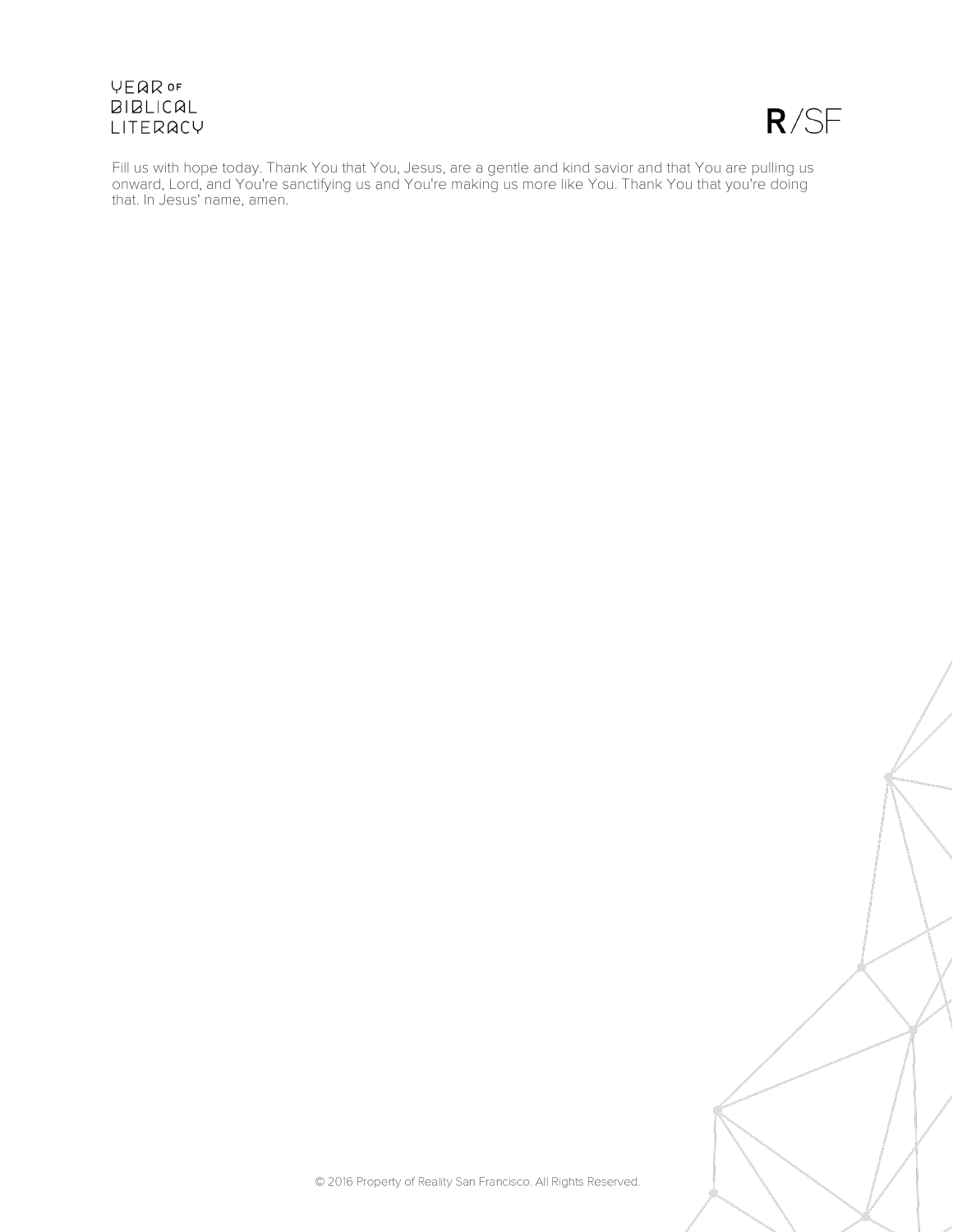Fill us with hope today. Thank You that You, Jesus, are a gentle and kind savior and that You are pulling us onward, Lord, and You're sanctifying us and You're making us more like You. Thank You that you're doing that. In Jesus' name, amen.